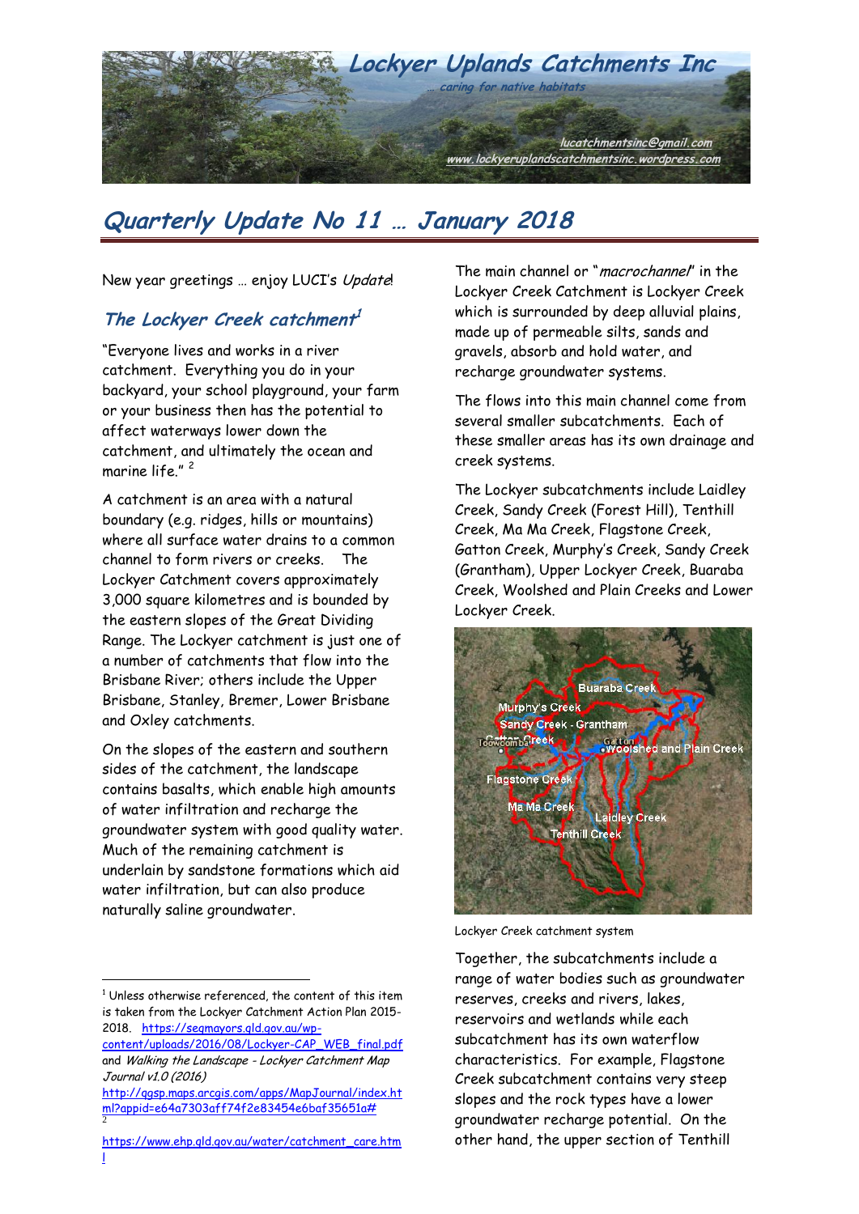# Lockyer Uplands Catchments Inc

*… caring for native habitats*

lucatchmentsinc@gmail.com
www.lockyeruplandscatchmentsinc.wordpress.com

# *Quarterly Update No 11 … January 2018*

New year greetings … enjoy LUCI's *Update*!

## *The Lockyer Creek catchment*[1]

"Everyone lives and works in a river catchment. Everything you do in your backyard, your school playground, your farm or your business then has the potential to affect waterways lower down the catchment, and ultimately the ocean and marine life." [2]

A catchment is an area with a natural boundary (e.g. ridges, hills or mountains) where all surface water drains to a common channel to form rivers or creeks. The Lockyer Catchment covers approximately 3,000 square kilometres and is bounded by the eastern slopes of the Great Dividing Range. The Lockyer catchment is just one of a number of catchments that flow into the Brisbane River; others include the Upper Brisbane, Stanley, Bremer, Lower Brisbane and Oxley catchments.

On the slopes of the eastern and southern sides of the catchment, the landscape contains basalts, which enable high amounts of water infiltration and recharge the groundwater system with good quality water. Much of the remaining catchment is underlain by sandstone formations which aid water infiltration, but can also produce naturally saline groundwater.

The main channel or "*macrochannel*" in the Lockyer Creek Catchment is Lockyer Creek which is surrounded by deep alluvial plains, made up of permeable silts, sands and gravels, absorb and hold water, and recharge groundwater systems.

The flows into this main channel come from several smaller subcatchments. Each of these smaller areas has its own drainage and creek systems.

The Lockyer subcatchments include Laidley Creek, Sandy Creek (Forest Hill), Tenthill Creek, Ma Ma Creek, Flagstone Creek, Gatton Creek, Murphy's Creek, Sandy Creek (Grantham), Upper Lockyer Creek, Buaraba Creek, Woolshed and Plain Creeks and Lower Lockyer Creek.

Lockyer Creek catchment system

Together, the subcatchments include a range of water bodies such as groundwater reserves, creeks and rivers, lakes, reservoirs and wetlands while each subcatchment has its own waterflow characteristics. For example, Flagstone Creek subcatchment contains very steep slopes and the rock types have a lower groundwater recharge potential. On the other hand, the upper section of Tenthill

---

[1] Unless otherwise referenced, the content of this item is taken from the Lockyer Catchment Action Plan 2015-2018. https://seqmayors.qld.gov.au/wp-content/uploads/2016/08/Lockyer-CAP_WEB_final.pdf and *Walking the Landscape - Lockyer Catchment Map Journal v1.0 (2016)* http://qgsp.maps.arcgis.com/apps/MapJournal/index.html?appid=e64a7303aff74f2e83454e6baf35651a#

[2] https://www.ehp.qld.gov.au/water/catchment_care.html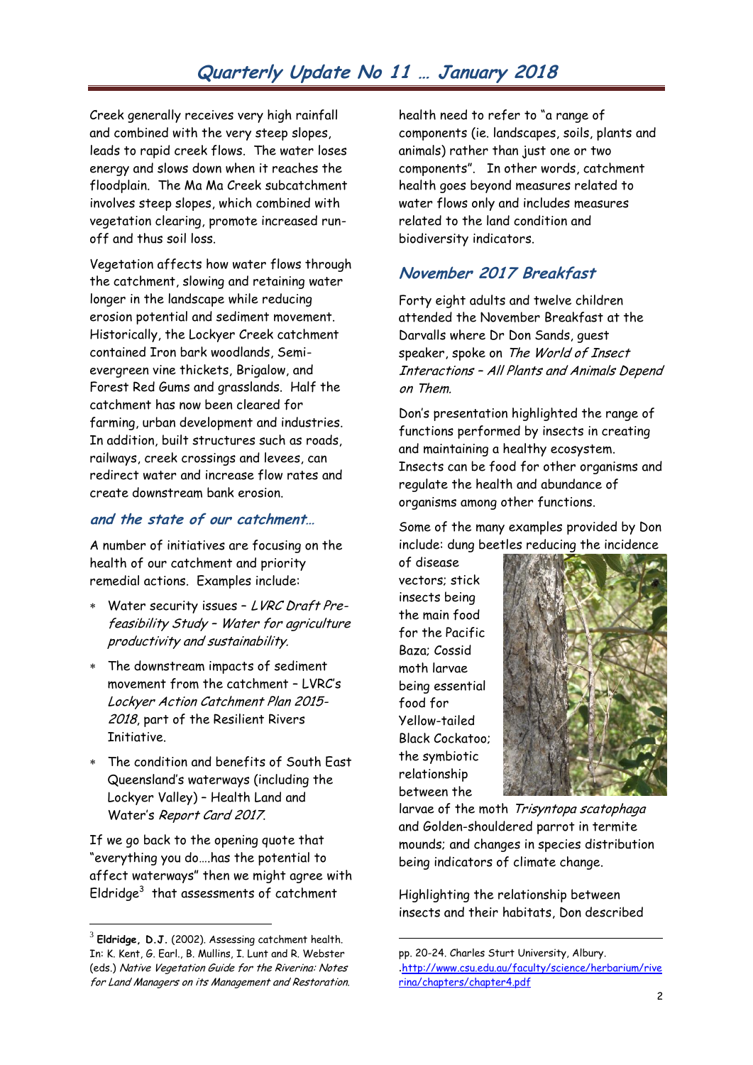Creek generally receives very high rainfall and combined with the very steep slopes, leads to rapid creek flows. The water loses energy and slows down when it reaches the floodplain. The Ma Ma Creek subcatchment involves steep slopes, which combined with vegetation clearing, promote increased run-off and thus soil loss.

Vegetation affects how water flows through the catchment, slowing and retaining water longer in the landscape while reducing erosion potential and sediment movement. Historically, the Lockyer Creek catchment contained Iron bark woodlands, Semi-evergreen vine thickets, Brigalow, and Forest Red Gums and grasslands. Half the catchment has now been cleared for farming, urban development and industries. In addition, built structures such as roads, railways, creek crossings and levees, can redirect water and increase flow rates and create downstream bank erosion.

### *and the state of our catchment…*

A number of initiatives are focusing on the health of our catchment and priority remedial actions. Examples include:

- Water security issues – *LVRC Draft Pre-feasibility Study – Water for agriculture productivity and sustainability.*
- The downstream impacts of sediment movement from the catchment – LVRC's *Lockyer Action Catchment Plan 2015-2018*, part of the Resilient Rivers Initiative.
- The condition and benefits of South East Queensland's waterways (including the Lockyer Valley) – Health Land and Water's *Report Card 2017*.

If we go back to the opening quote that "everything you do….has the potential to affect waterways" then we might agree with Eldridge[3] that assessments of catchment health need to refer to "a range of components (ie. landscapes, soils, plants and animals) rather than just one or two components". In other words, catchment health goes beyond measures related to water flows only and includes measures related to the land condition and biodiversity indicators.

## *November 2017 Breakfast*

Forty eight adults and twelve children attended the November Breakfast at the Darvalls where Dr Don Sands, guest speaker, spoke on *The World of Insect Interactions – All Plants and Animals Depend on Them.*

Don's presentation highlighted the range of functions performed by insects in creating and maintaining a healthy ecosystem. Insects can be food for other organisms and regulate the health and abundance of organisms among other functions.

Some of the many examples provided by Don include: dung beetles reducing the incidence of disease vectors; stick insects being the main food for the Pacific Baza; Cossid moth larvae being essential food for Yellow-tailed Black Cockatoo; the symbiotic relationship between the larvae of the moth *Trisyntopa scatophaga* and Golden-shouldered parrot in termite mounds; and changes in species distribution being indicators of climate change.

Highlighting the relationship between insects and their habitats, Don described

---

[3] **Eldridge, D.J.** (2002). Assessing catchment health. In: K. Kent, G. Earl., B. Mullins, I. Lunt and R. Webster (eds.) *Native Vegetation Guide for the Riverina: Notes for Land Managers on its Management and Restoration.* pp. 20-24. Charles Sturt University, Albury. .http://www.csu.edu.au/faculty/science/herbarium/riverina/chapters/chapter4.pdf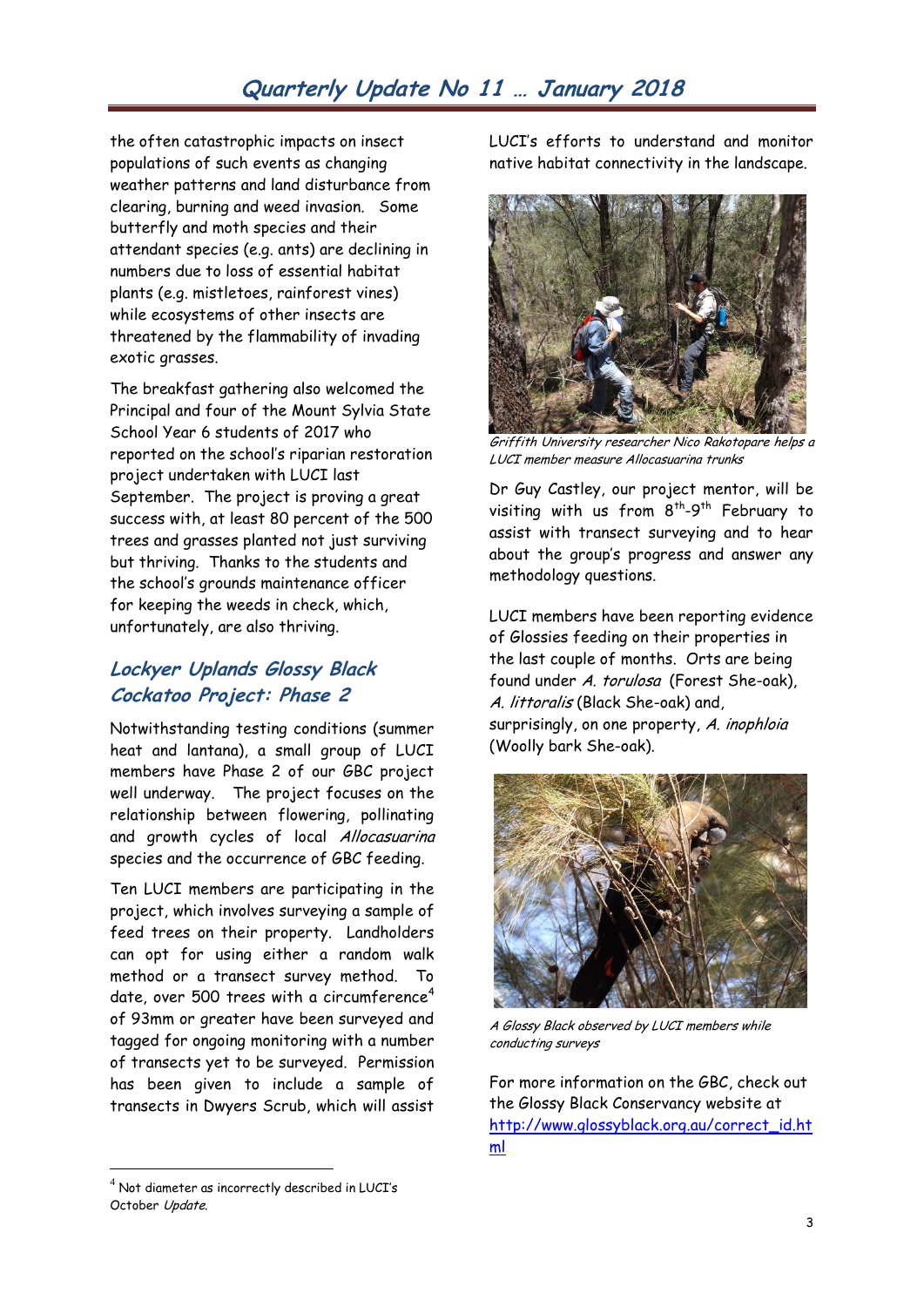the often catastrophic impacts on insect populations of such events as changing weather patterns and land disturbance from clearing, burning and weed invasion. Some butterfly and moth species and their attendant species (e.g. ants) are declining in numbers due to loss of essential habitat plants (e.g. mistletoes, rainforest vines) while ecosystems of other insects are threatened by the flammability of invading exotic grasses.

The breakfast gathering also welcomed the Principal and four of the Mount Sylvia State School Year 6 students of 2017 who reported on the school's riparian restoration project undertaken with LUCI last September. The project is proving a great success with, at least 80 percent of the 500 trees and grasses planted not just surviving but thriving. Thanks to the students and the school's grounds maintenance officer for keeping the weeds in check, which, unfortunately, are also thriving.

## *Lockyer Uplands Glossy Black Cockatoo Project: Phase 2*

Notwithstanding testing conditions (summer heat and lantana), a small group of LUCI members have Phase 2 of our GBC project well underway. The project focuses on the relationship between flowering, pollinating and growth cycles of local *Allocasuarina* species and the occurence of GBC feeding.

Ten LUCI members are participating in the project, which involves surveying a sample of feed trees on their property. Landholders can opt for using either a random walk method or a transect survey method. To date, over 500 trees with a circumference[4] of 93mm or greater have been surveyed and tagged for ongoing monitoring with a number of transects yet to be surveyed. Permission has been given to include a sample of transects in Dwyers Scrub, which will assist LUCI's efforts to understand and monitor native habitat connectivity in the landscape.

*Griffith University researcher Nico Rakotopare helps a LUCI member measure Allocasuarina trunks*

Dr Guy Castley, our project mentor, will be visiting with us from 8th-9th February to assist with transect surveying and to hear about the group's progress and answer any methodology questions.

LUCI members have been reporting evidence of Glossies feeding on their properties in the last couple of months. Orts are being found under *A. torulosa* (Forest She-oak), *A. littoralis* (Black She-oak) and, surprisingly, on one property, *A. inophloia* (Woolly bark She-oak).

*A Glossy Black observed by LUCI members while conducting surveys*

For more information on the GBC, check out the Glossy Black Conservancy website at http://www.glossyblack.org.au/correct_id.html

[4] Not diameter as incorrectly described in LUCI's October *Update*.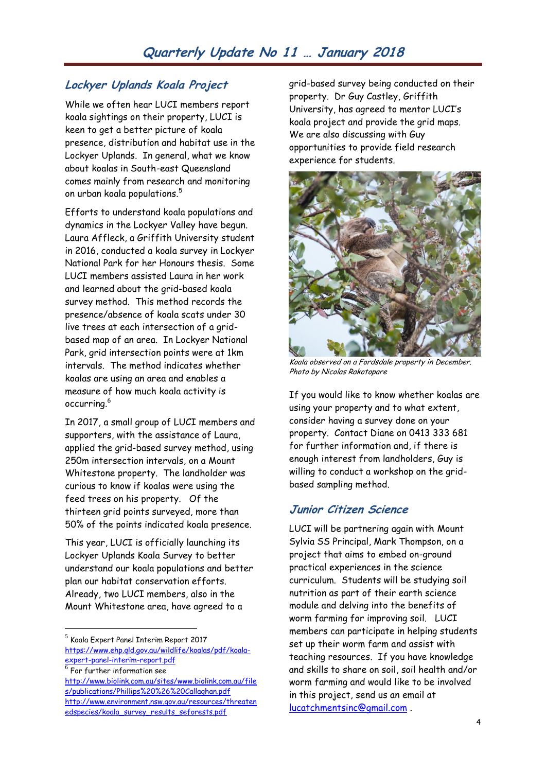## Lockyer Uplands Koala Project

While we often hear LUCI members report koala sightings on their property, LUCI is keen to get a better picture of koala presence, distribution and habitat use in the Lockyer Uplands. In general, what we know about koalas in South-east Queensland comes mainly from research and monitoring on urban koala populations.[5]

Efforts to understand koala populations and dynamics in the Lockyer Valley have begun. Laura Affleck, a Griffith University student in 2016, conducted a koala survey in Lockyer National Park for her Honours thesis. Some LUCI members assisted Laura in her work and learned about the grid-based koala survey method. This method records the presence/absence of koala scats under 30 live trees at each intersection of a grid-based map of an area. In Lockyer National Park, grid intersection points were at 1km intervals. The method indicates whether koalas are using an area and enables a measure of how much koala activity is occurring.[6]

In 2017, a small group of LUCI members and supporters, with the assistance of Laura, applied the grid-based survey method, using 250m intersection intervals, on a Mount Whitestone property. The landholder was curious to know if koalas were using the feed trees on his property. Of the thirteen grid points surveyed, more than 50% of the points indicated koala presence.

This year, LUCI is officially launching its Lockyer Uplands Koala Survey to better understand our koala populations and better plan our habitat conservation efforts. Already, two LUCI members, also in the Mount Whitestone area, have agreed to a grid-based survey being conducted on their property. Dr Guy Castley, Griffith University, has agreed to mentor LUCI's koala project and provide the grid maps. We are also discussing with Guy opportunities to provide field research experience for students.

*Koala observed on a Fordsdale property in December. Photo by Nicolas Rakotopare*

If you would like to know whether koalas are using your property and to what extent, consider having a survey done on your property. Contact Diane on 0413 333 681 for further information and, if there is enough interest from landholders, Guy is willing to conduct a workshop on the grid-based sampling method.

## Junior Citizen Science

LUCI will be partnering again with Mount Sylvia SS Principal, Mark Thompson, on a project that aims to embed on-ground practical experiences in the science curriculum. Students will be studying soil nutrition as part of their earth science module and delving into the benefits of worm farming for improving soil. LUCI members can participate in helping students set up their worm farm and assist with teaching resources. If you have knowledge and skills to share on soil, soil health and/or worm farming and would like to be involved in this project, send us an email at lucatchmentsinc@gmail.com .

---

[5] Koala Expert Panel Interim Report 2017 https://www.ehp.qld.gov.au/wildlife/koalas/pdf/koala-expert-panel-interim-report.pdf

[6] For further information see http://www.biolink.com.au/sites/www.biolink.com.au/files/publications/Phillips%20%26%20Callaghan.pdf http://www.environment.nsw.gov.au/resources/threatenedspecies/koala_survey_results_seforests.pdf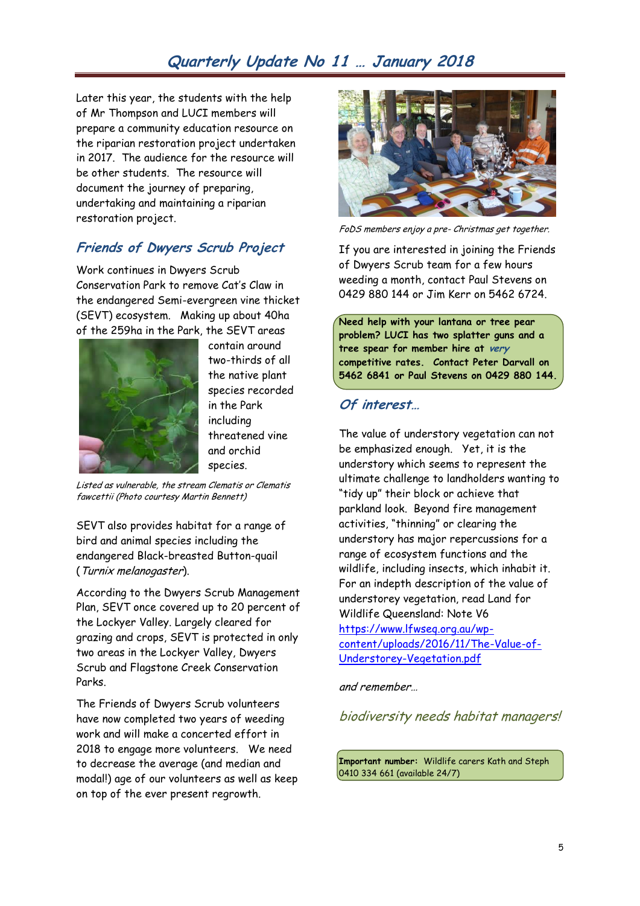Later this year, the students with the help of Mr Thompson and LUCI members will prepare a community education resource on the riparian restoration project undertaken in 2017. The audience for the resource will be other students. The resource will document the journey of preparing, undertaking and maintaining a riparian restoration project.

## *Friends of Dwyers Scrub Project*

Work continues in Dwyers Scrub Conservation Park to remove Cat's Claw in the endangered Semi-evergreen vine thicket (SEVT) ecosystem. Making up about 40ha of the 259ha in the Park, the SEVT areas contain around two-thirds of all the native plant species recorded in the Park including threatened vine and orchid species.

*Listed as vulnerable, the stream Clematis or Clematis fawcettii (Photo courtesy Martin Bennett)*

SEVT also provides habitat for a range of bird and animal species including the endangered Black-breasted Button-quail (*Turnix melanogaster*).

According to the Dwyers Scrub Management Plan, SEVT once covered up to 20 percent of the Lockyer Valley. Largely cleared for grazing and crops, SEVT is protected in only two areas in the Lockyer Valley, Dwyers Scrub and Flagstone Creek Conservation Parks.

The Friends of Dwyers Scrub volunteers have now completed two years of weeding work and will make a concerted effort in 2018 to engage more volunteers. We need to decrease the average (and median and modal!) age of our volunteers as well as keep on top of the ever present regrowth.

*FoDS members enjoy a pre- Christmas get together.*

If you are interested in joining the Friends of Dwyers Scrub team for a few hours weeding a month, contact Paul Stevens on 0429 880 144 or Jim Kerr on 5462 6724.

**Need help with your lantana or tree pear problem? LUCI has two splatter guns and a tree spear for member hire at *very* competitive rates. Contact Peter Darvall on 5462 6841 or Paul Stevens on 0429 880 144.**

## *Of interest…*

The value of understory vegetation can not be emphasized enough. Yet, it is the understory which seems to represent the ultimate challenge to landholders wanting to "tidy up" their block or achieve that parkland look. Beyond fire management activities, "thinning" or clearing the understory has major repercussions for a range of ecosystem functions and the wildlife, including insects, which inhabit it. For an indepth description of the value of understorey vegetation, read Land for Wildlife Queensland: Note V6 https://www.lfwseq.org.au/wp-content/uploads/2016/11/The-Value-of-Understorey-Vegetation.pdf

*and remember…*

*biodiversity needs habitat managers!*

**Important number:** Wildlife carers Kath and Steph 0410 334 661 (available 24/7)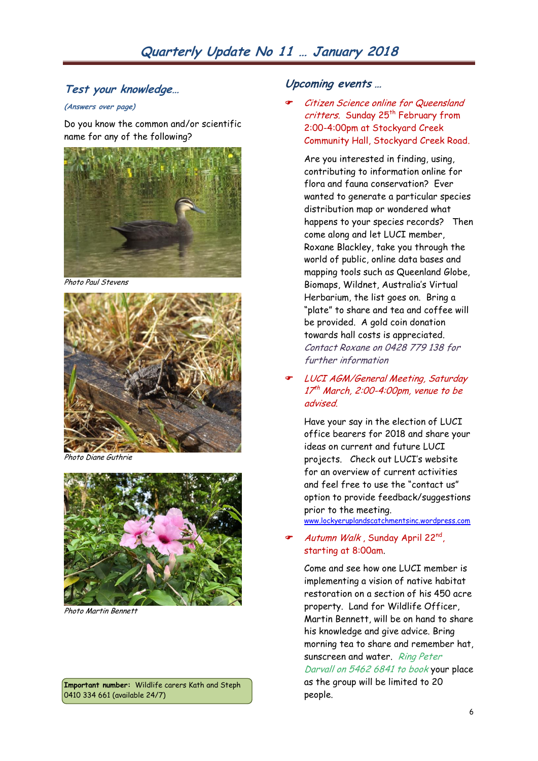# Quarterly Update No 11 … January 2018

## Test your knowledge…

*(Answers over page)*

Do you know the common and/or scientific name for any of the following?

*Photo Paul Stevens*

*Photo Diane Guthrie*

*Photo Martin Bennett*

**Important number:** Wildlife carers Kath and Steph 0410 334 661 (available 24/7)

## Upcoming events …

- *Citizen Science online for Queensland critters*. Sunday 25th February from 2:00-4:00pm at Stockyard Creek Community Hall, Stockyard Creek Road.

  Are you interested in finding, using, contributing to information online for flora and fauna conservation? Ever wanted to generate a particular species distribution map or wondered what happens to your species records? Then come along and let LUCI member, Roxane Blackley, take you through the world of public, online data bases and mapping tools such as Queensland Globe, Biomaps, Wildnet, Australia's Virtual Herbarium, the list goes on. Bring a "plate" to share and tea and coffee will be provided. A gold coin donation towards hall costs is appreciated. *Contact Roxane on 0428 779 138 for further information*

- *LUCI AGM/General Meeting, Saturday 17th March, 2:00-4:00pm, venue to be advised.*

  Have your say in the election of LUCI office bearers for 2018 and share your ideas on current and future LUCI projects. Check out LUCI's website for an overview of current activities and feel free to use the "contact us" option to provide feedback/suggestions prior to the meeting.
  www.lockyeruplandscatchmentsinc.wordpress.com

- *Autumn Walk*, Sunday April 22nd, starting at 8:00am.

  Come and see how one LUCI member is implementing a vision of native habitat restoration on a section of his 450 acre property. Land for Wildlife Officer, Martin Bennett, will be on hand to share his knowledge and give advice. Bring morning tea to share and remember hat, sunscreen and water. *Ring Peter Darvall on 5462 6841 to book* your place as the group will be limited to 20 people.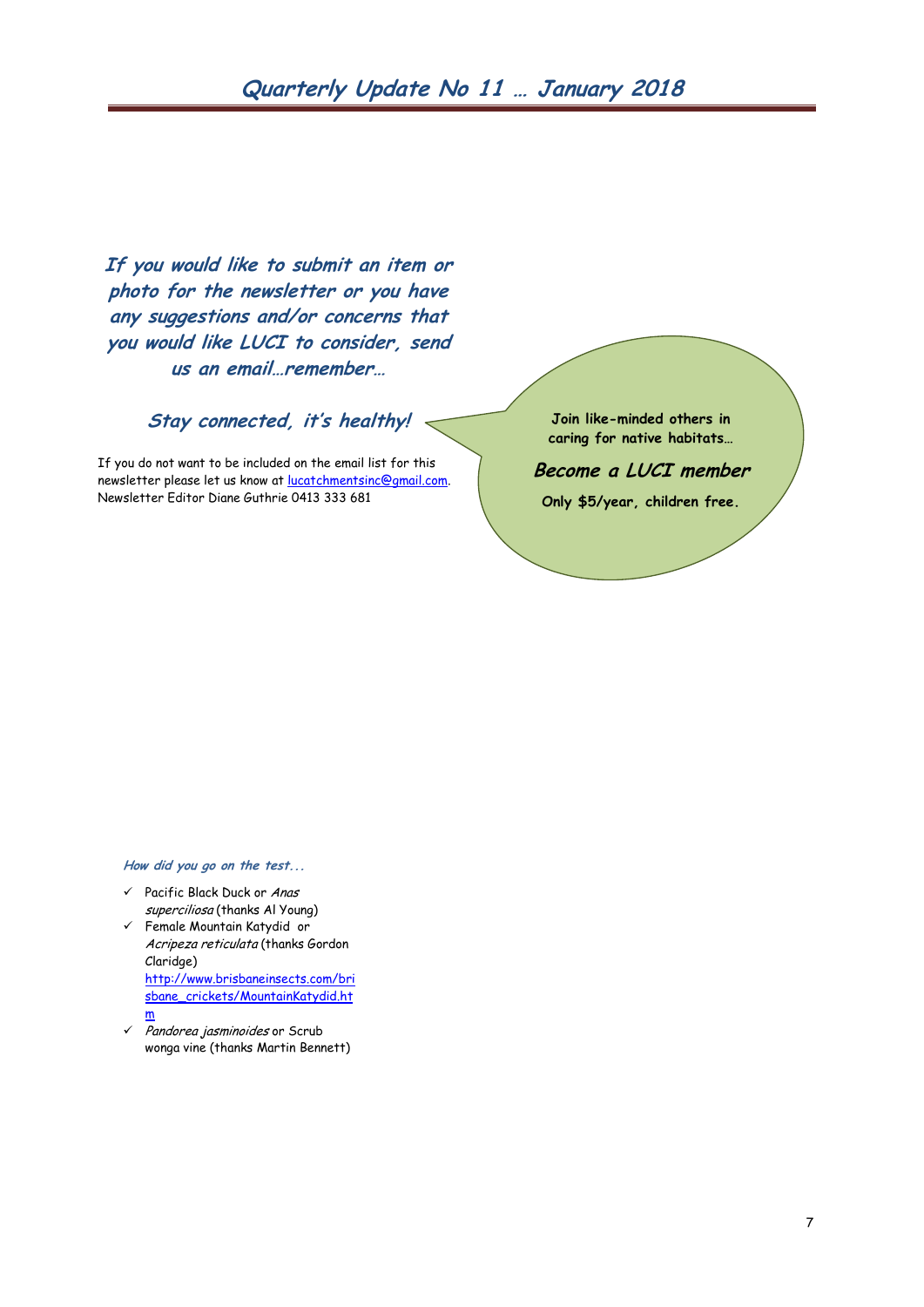*If you would like to submit an item or photo for the newsletter or you have any suggestions and/or concerns that you would like LUCI to consider, send us an email…remember…*

***Stay connected, it's healthy!***

If you do not want to be included on the email list for this newsletter please let us know at lucatchmentsinc@gmail.com. Newsletter Editor Diane Guthrie 0413 333 681

**Join like-minded others in caring for native habitats…**

***Become a LUCI member***

**Only $5/year, children free.**

*How did you go on the test...*

- ✓ Pacific Black Duck or *Anas superciliosa* (thanks Al Young)
- ✓ Female Mountain Katydid or *Acripeza reticulata* (thanks Gordon Claridge) http://www.brisbaneinsects.com/brisbane_crickets/MountainKatydid.htm
- ✓ *Pandorea jasminoides* or Scrub wonga vine (thanks Martin Bennett)